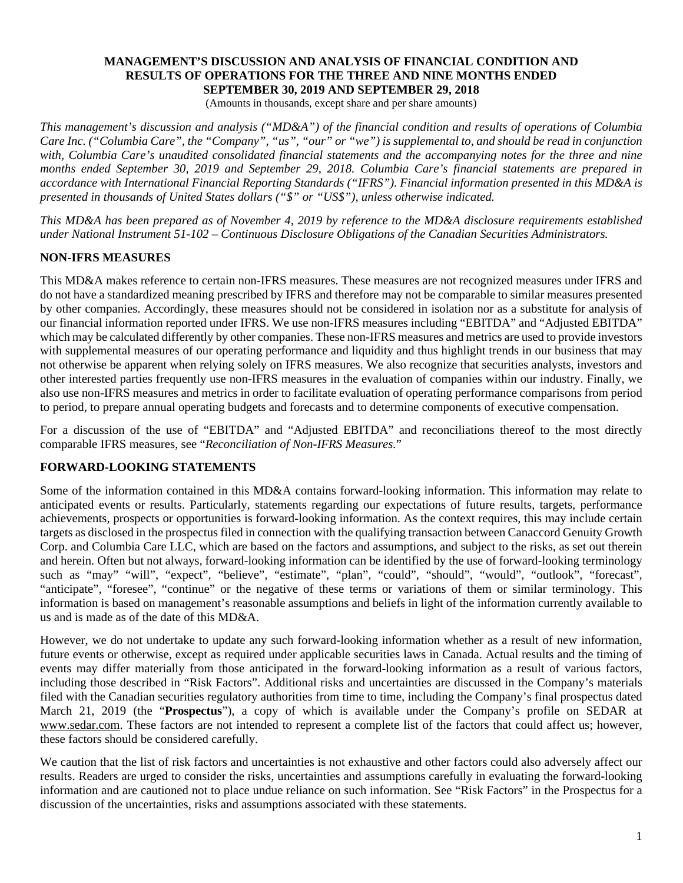# MANAGEMENT'S DISCUSSION AND ANALYSIS OF FINANCIAL CONDITION AND RESULTS OF OPERATIONS FOR THE THREE AND NINE MONTHS ENDED SEPTEMBER 30, 2019 AND SEPTEMBER 29, 2018

(Amounts in thousands, except share and per share amounts)

*This management's discussion and analysis ("MD&A") of the financial condition and results of operations of Columbia Care Inc. ("Columbia Care", the "Company", "us", "our" or "we") is supplemental to, and should be read in conjunction with, Columbia Care's unaudited consolidated financial statements and the accompanying notes for the three and nine months ended September 30, 2019 and September 29, 2018. Columbia Care's financial statements are prepared in accordance with International Financial Reporting Standards ("IFRS"). Financial information presented in this MD&A is presented in thousands of United States dollars ("$" or "US$"), unless otherwise indicated.*

*This MD&A has been prepared as of November 4, 2019 by reference to the MD&A disclosure requirements established under National Instrument 51-102 – Continuous Disclosure Obligations of the Canadian Securities Administrators.*

## NON-IFRS MEASURES

This MD&A makes reference to certain non-IFRS measures. These measures are not recognized measures under IFRS and do not have a standardized meaning prescribed by IFRS and therefore may not be comparable to similar measures presented by other companies. Accordingly, these measures should not be considered in isolation nor as a substitute for analysis of our financial information reported under IFRS. We use non-IFRS measures including "EBITDA" and "Adjusted EBITDA" which may be calculated differently by other companies. These non-IFRS measures and metrics are used to provide investors with supplemental measures of our operating performance and liquidity and thus highlight trends in our business that may not otherwise be apparent when relying solely on IFRS measures. We also recognize that securities analysts, investors and other interested parties frequently use non-IFRS measures in the evaluation of companies within our industry. Finally, we also use non-IFRS measures and metrics in order to facilitate evaluation of operating performance comparisons from period to period, to prepare annual operating budgets and forecasts and to determine components of executive compensation.

For a discussion of the use of "EBITDA" and "Adjusted EBITDA" and reconciliations thereof to the most directly comparable IFRS measures, see "*Reconciliation of Non-IFRS Measures.*"

## FORWARD-LOOKING STATEMENTS

Some of the information contained in this MD&A contains forward-looking information. This information may relate to anticipated events or results. Particularly, statements regarding our expectations of future results, targets, performance achievements, prospects or opportunities is forward-looking information. As the context requires, this may include certain targets as disclosed in the prospectus filed in connection with the qualifying transaction between Canaccord Genuity Growth Corp. and Columbia Care LLC, which are based on the factors and assumptions, and subject to the risks, as set out therein and herein. Often but not always, forward-looking information can be identified by the use of forward-looking terminology such as "may" "will", "expect", "believe", "estimate", "plan", "could", "should", "would", "outlook", "forecast", "anticipate", "foresee", "continue" or the negative of these terms or variations of them or similar terminology. This information is based on management's reasonable assumptions and beliefs in light of the information currently available to us and is made as of the date of this MD&A.

However, we do not undertake to update any such forward-looking information whether as a result of new information, future events or otherwise, except as required under applicable securities laws in Canada. Actual results and the timing of events may differ materially from those anticipated in the forward-looking information as a result of various factors, including those described in "Risk Factors". Additional risks and uncertainties are discussed in the Company's materials filed with the Canadian securities regulatory authorities from time to time, including the Company's final prospectus dated March 21, 2019 (the "**Prospectus**"), a copy of which is available under the Company's profile on SEDAR at www.sedar.com. These factors are not intended to represent a complete list of the factors that could affect us; however, these factors should be considered carefully.

We caution that the list of risk factors and uncertainties is not exhaustive and other factors could also adversely affect our results. Readers are urged to consider the risks, uncertainties and assumptions carefully in evaluating the forward-looking information and are cautioned not to place undue reliance on such information. See "Risk Factors" in the Prospectus for a discussion of the uncertainties, risks and assumptions associated with these statements.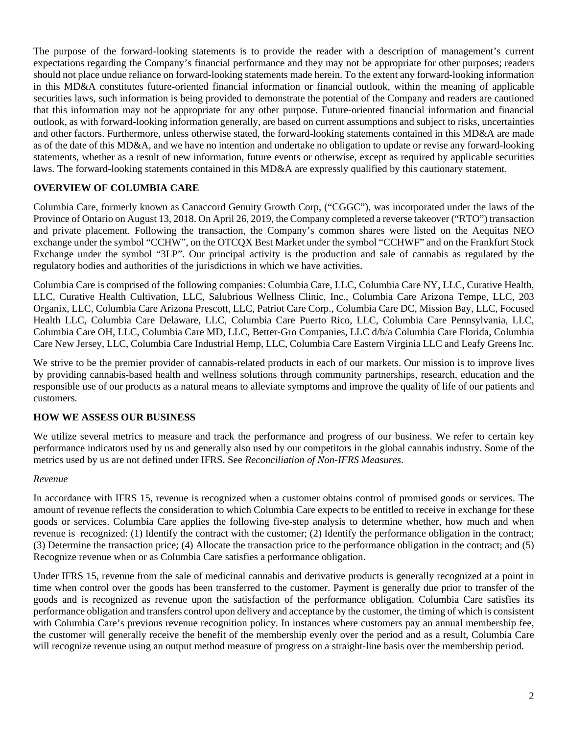The purpose of the forward-looking statements is to provide the reader with a description of management's current expectations regarding the Company's financial performance and they may not be appropriate for other purposes; readers should not place undue reliance on forward-looking statements made herein. To the extent any forward-looking information in this MD&A constitutes future-oriented financial information or financial outlook, within the meaning of applicable securities laws, such information is being provided to demonstrate the potential of the Company and readers are cautioned that this information may not be appropriate for any other purpose. Future-oriented financial information and financial outlook, as with forward-looking information generally, are based on current assumptions and subject to risks, uncertainties and other factors. Furthermore, unless otherwise stated, the forward-looking statements contained in this MD&A are made as of the date of this MD&A, and we have no intention and undertake no obligation to update or revise any forward-looking statements, whether as a result of new information, future events or otherwise, except as required by applicable securities laws. The forward-looking statements contained in this MD&A are expressly qualified by this cautionary statement.

## OVERVIEW OF COLUMBIA CARE

Columbia Care, formerly known as Canaccord Genuity Growth Corp, ("CGGC"), was incorporated under the laws of the Province of Ontario on August 13, 2018. On April 26, 2019, the Company completed a reverse takeover ("RTO") transaction and private placement. Following the transaction, the Company's common shares were listed on the Aequitas NEO exchange under the symbol "CCHW", on the OTCQX Best Market under the symbol "CCHWF" and on the Frankfurt Stock Exchange under the symbol "3LP". Our principal activity is the production and sale of cannabis as regulated by the regulatory bodies and authorities of the jurisdictions in which we have activities.

Columbia Care is comprised of the following companies: Columbia Care, LLC, Columbia Care NY, LLC, Curative Health, LLC, Curative Health Cultivation, LLC, Salubrious Wellness Clinic, Inc., Columbia Care Arizona Tempe, LLC, 203 Organix, LLC, Columbia Care Arizona Prescott, LLC, Patriot Care Corp., Columbia Care DC, Mission Bay, LLC, Focused Health LLC, Columbia Care Delaware, LLC, Columbia Care Puerto Rico, LLC, Columbia Care Pennsylvania, LLC, Columbia Care OH, LLC, Columbia Care MD, LLC, Better-Gro Companies, LLC d/b/a Columbia Care Florida, Columbia Care New Jersey, LLC, Columbia Care Industrial Hemp, LLC, Columbia Care Eastern Virginia LLC and Leafy Greens Inc.

We strive to be the premier provider of cannabis-related products in each of our markets. Our mission is to improve lives by providing cannabis-based health and wellness solutions through community partnerships, research, education and the responsible use of our products as a natural means to alleviate symptoms and improve the quality of life of our patients and customers.

## HOW WE ASSESS OUR BUSINESS

We utilize several metrics to measure and track the performance and progress of our business. We refer to certain key performance indicators used by us and generally also used by our competitors in the global cannabis industry. Some of the metrics used by us are not defined under IFRS. See *Reconciliation of Non-IFRS Measures*.

*Revenue*

In accordance with IFRS 15, revenue is recognized when a customer obtains control of promised goods or services. The amount of revenue reflects the consideration to which Columbia Care expects to be entitled to receive in exchange for these goods or services. Columbia Care applies the following five-step analysis to determine whether, how much and when revenue is recognized: (1) Identify the contract with the customer; (2) Identify the performance obligation in the contract; (3) Determine the transaction price; (4) Allocate the transaction price to the performance obligation in the contract; and (5) Recognize revenue when or as Columbia Care satisfies a performance obligation.

Under IFRS 15, revenue from the sale of medicinal cannabis and derivative products is generally recognized at a point in time when control over the goods has been transferred to the customer. Payment is generally due prior to transfer of the goods and is recognized as revenue upon the satisfaction of the performance obligation. Columbia Care satisfies its performance obligation and transfers control upon delivery and acceptance by the customer, the timing of which is consistent with Columbia Care's previous revenue recognition policy. In instances where customers pay an annual membership fee, the customer will generally receive the benefit of the membership evenly over the period and as a result, Columbia Care will recognize revenue using an output method measure of progress on a straight-line basis over the membership period.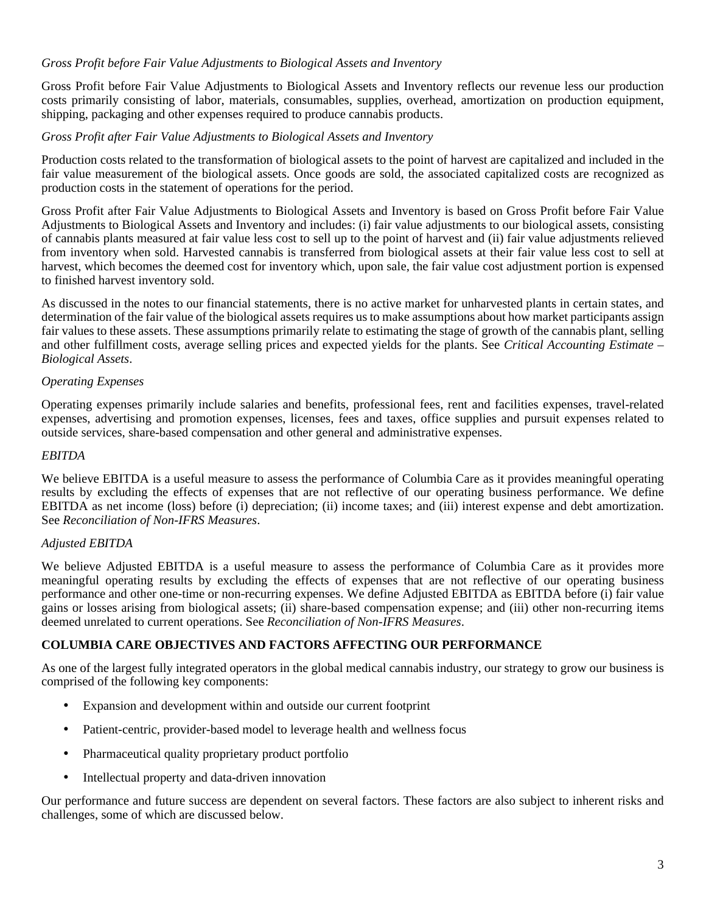*Gross Profit before Fair Value Adjustments to Biological Assets and Inventory*

Gross Profit before Fair Value Adjustments to Biological Assets and Inventory reflects our revenue less our production costs primarily consisting of labor, materials, consumables, supplies, overhead, amortization on production equipment, shipping, packaging and other expenses required to produce cannabis products.

*Gross Profit after Fair Value Adjustments to Biological Assets and Inventory*

Production costs related to the transformation of biological assets to the point of harvest are capitalized and included in the fair value measurement of the biological assets. Once goods are sold, the associated capitalized costs are recognized as production costs in the statement of operations for the period.

Gross Profit after Fair Value Adjustments to Biological Assets and Inventory is based on Gross Profit before Fair Value Adjustments to Biological Assets and Inventory and includes: (i) fair value adjustments to our biological assets, consisting of cannabis plants measured at fair value less cost to sell up to the point of harvest and (ii) fair value adjustments relieved from inventory when sold. Harvested cannabis is transferred from biological assets at their fair value less cost to sell at harvest, which becomes the deemed cost for inventory which, upon sale, the fair value cost adjustment portion is expensed to finished harvest inventory sold.

As discussed in the notes to our financial statements, there is no active market for unharvested plants in certain states, and determination of the fair value of the biological assets requires us to make assumptions about how market participants assign fair values to these assets. These assumptions primarily relate to estimating the stage of growth of the cannabis plant, selling and other fulfillment costs, average selling prices and expected yields for the plants. See *Critical Accounting Estimate – Biological Assets*.

*Operating Expenses*

Operating expenses primarily include salaries and benefits, professional fees, rent and facilities expenses, travel-related expenses, advertising and promotion expenses, licenses, fees and taxes, office supplies and pursuit expenses related to outside services, share-based compensation and other general and administrative expenses.

*EBITDA*

We believe EBITDA is a useful measure to assess the performance of Columbia Care as it provides meaningful operating results by excluding the effects of expenses that are not reflective of our operating business performance. We define EBITDA as net income (loss) before (i) depreciation; (ii) income taxes; and (iii) interest expense and debt amortization. See *Reconciliation of Non-IFRS Measures*.

*Adjusted EBITDA*

We believe Adjusted EBITDA is a useful measure to assess the performance of Columbia Care as it provides more meaningful operating results by excluding the effects of expenses that are not reflective of our operating business performance and other one-time or non-recurring expenses. We define Adjusted EBITDA as EBITDA before (i) fair value gains or losses arising from biological assets; (ii) share-based compensation expense; and (iii) other non-recurring items deemed unrelated to current operations. See *Reconciliation of Non-IFRS Measures*.

**COLUMBIA CARE OBJECTIVES AND FACTORS AFFECTING OUR PERFORMANCE**

As one of the largest fully integrated operators in the global medical cannabis industry, our strategy to grow our business is comprised of the following key components:

- Expansion and development within and outside our current footprint
- Patient-centric, provider-based model to leverage health and wellness focus
- Pharmaceutical quality proprietary product portfolio
- Intellectual property and data-driven innovation

Our performance and future success are dependent on several factors. These factors are also subject to inherent risks and challenges, some of which are discussed below.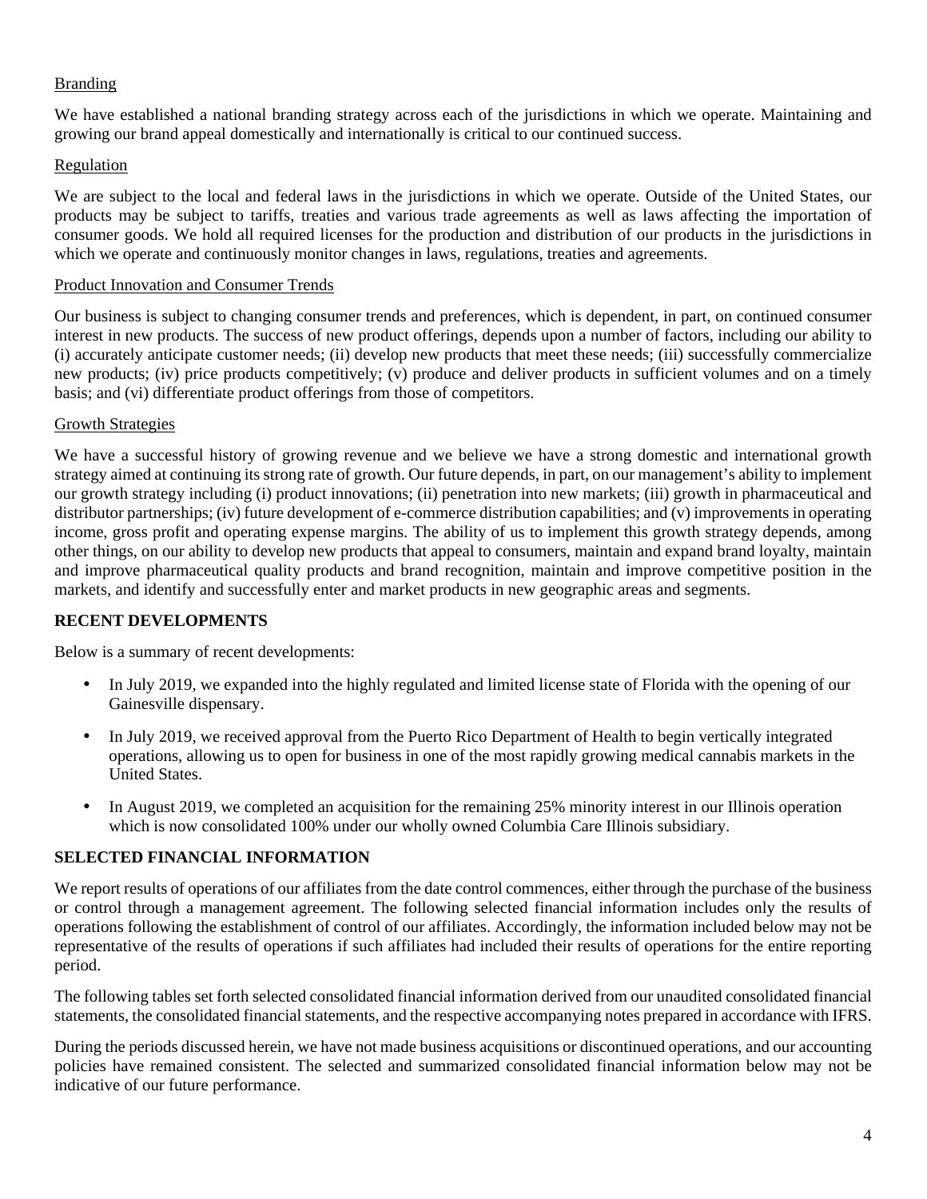Branding

We have established a national branding strategy across each of the jurisdictions in which we operate. Maintaining and growing our brand appeal domestically and internationally is critical to our continued success.

Regulation

We are subject to the local and federal laws in the jurisdictions in which we operate. Outside of the United States, our products may be subject to tariffs, treaties and various trade agreements as well as laws affecting the importation of consumer goods. We hold all required licenses for the production and distribution of our products in the jurisdictions in which we operate and continuously monitor changes in laws, regulations, treaties and agreements.

Product Innovation and Consumer Trends

Our business is subject to changing consumer trends and preferences, which is dependent, in part, on continued consumer interest in new products. The success of new product offerings, depends upon a number of factors, including our ability to (i) accurately anticipate customer needs; (ii) develop new products that meet these needs; (iii) successfully commercialize new products; (iv) price products competitively; (v) produce and deliver products in sufficient volumes and on a timely basis; and (vi) differentiate product offerings from those of competitors.

Growth Strategies

We have a successful history of growing revenue and we believe we have a strong domestic and international growth strategy aimed at continuing its strong rate of growth. Our future depends, in part, on our management's ability to implement our growth strategy including (i) product innovations; (ii) penetration into new markets; (iii) growth in pharmaceutical and distributor partnerships; (iv) future development of e-commerce distribution capabilities; and (v) improvements in operating income, gross profit and operating expense margins. The ability of us to implement this growth strategy depends, among other things, on our ability to develop new products that appeal to consumers, maintain and expand brand loyalty, maintain and improve pharmaceutical quality products and brand recognition, maintain and improve competitive position in the markets, and identify and successfully enter and market products in new geographic areas and segments.

## RECENT DEVELOPMENTS

Below is a summary of recent developments:

- In July 2019, we expanded into the highly regulated and limited license state of Florida with the opening of our Gainesville dispensary.
- In July 2019, we received approval from the Puerto Rico Department of Health to begin vertically integrated operations, allowing us to open for business in one of the most rapidly growing medical cannabis markets in the United States.
- In August 2019, we completed an acquisition for the remaining 25% minority interest in our Illinois operation which is now consolidated 100% under our wholly owned Columbia Care Illinois subsidiary.

## SELECTED FINANCIAL INFORMATION

We report results of operations of our affiliates from the date control commences, either through the purchase of the business or control through a management agreement. The following selected financial information includes only the results of operations following the establishment of control of our affiliates. Accordingly, the information included below may not be representative of the results of operations if such affiliates had included their results of operations for the entire reporting period.

The following tables set forth selected consolidated financial information derived from our unaudited consolidated financial statements, the consolidated financial statements, and the respective accompanying notes prepared in accordance with IFRS.

During the periods discussed herein, we have not made business acquisitions or discontinued operations, and our accounting policies have remained consistent. The selected and summarized consolidated financial information below may not be indicative of our future performance.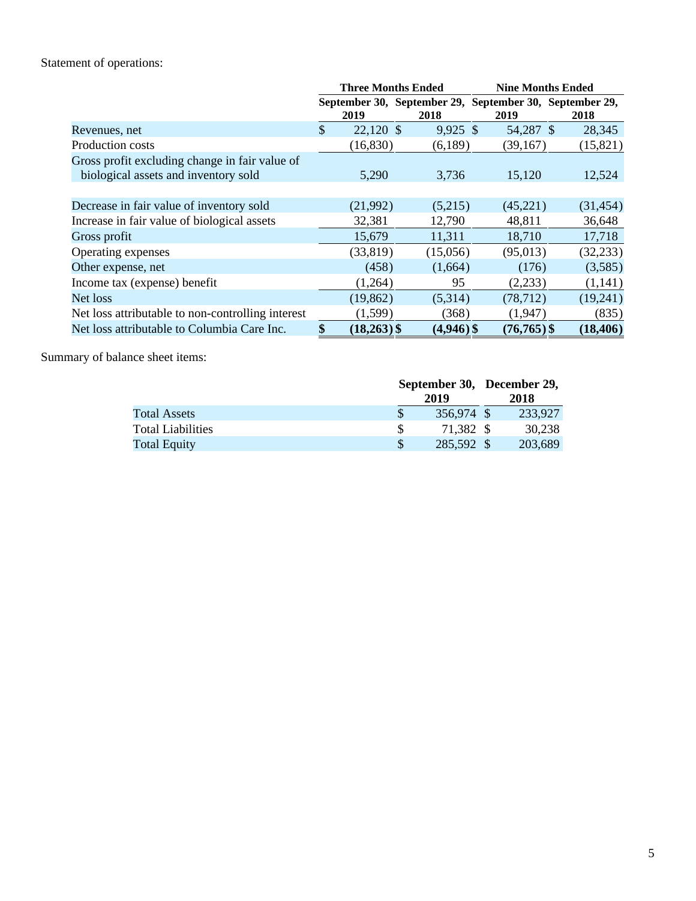Statement of operations:

| | Three Months Ended | | Nine Months Ended | |
|---|---|---|---|---|
| | September 30, 2019 | September 29, 2018 | September 30, 2019 | September 29, 2018 |
| Revenues, net | $ 22,120 | $ 9,925 | $ 54,287 | $ 28,345 |
| Production costs | (16,830) | (6,189) | (39,167) | (15,821) |
| Gross profit excluding change in fair value of biological assets and inventory sold | 5,290 | 3,736 | 15,120 | 12,524 |
| Decrease in fair value of inventory sold | (21,992) | (5,215) | (45,221) | (31,454) |
| Increase in fair value of biological assets | 32,381 | 12,790 | 48,811 | 36,648 |
| Gross profit | 15,679 | 11,311 | 18,710 | 17,718 |
| Operating expenses | (33,819) | (15,056) | (95,013) | (32,233) |
| Other expense, net | (458) | (1,664) | (176) | (3,585) |
| Income tax (expense) benefit | (1,264) | 95 | (2,233) | (1,141) |
| Net loss | (19,862) | (5,314) | (78,712) | (19,241) |
| Net loss attributable to non-controlling interest | (1,599) | (368) | (1,947) | (835) |
| Net loss attributable to Columbia Care Inc. | **$ (18,263)** | **$ (4,946)** | **$ (76,765)** | **$ (18,406)** |

Summary of balance sheet items:

| | September 30, 2019 | December 29, 2018 |
|---|---|---|
| Total Assets | $ 356,974 | $ 233,927 |
| Total Liabilities | $ 71,382 | $ 30,238 |
| Total Equity | $ 285,592 | $ 203,689 |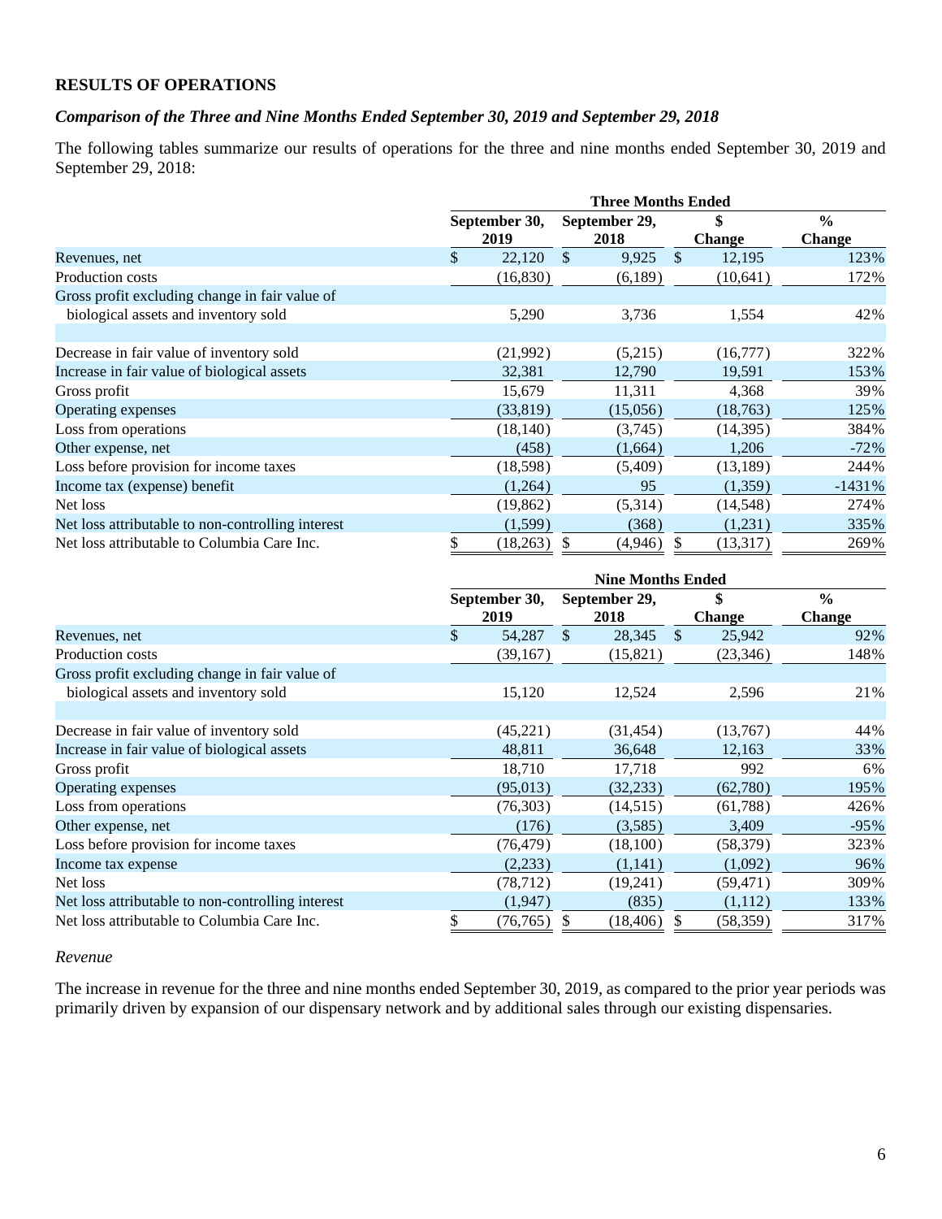## RESULTS OF OPERATIONS

### *Comparison of the Three and Nine Months Ended September 30, 2019 and September 29, 2018*

The following tables summarize our results of operations for the three and nine months ended September 30, 2019 and September 29, 2018:

| | Three Months Ended | | | |
|---|---|---|---|---|
| | September 30, 2019 | September 29, 2018 | $ Change | % Change |
| Revenues, net | $ 22,120 | $ 9,925 | $ 12,195 | 123% |
| Production costs | (16,830) | (6,189) | (10,641) | 172% |
| Gross profit excluding change in fair value of biological assets and inventory sold | 5,290 | 3,736 | 1,554 | 42% |
| | | | | |
| Decrease in fair value of inventory sold | (21,992) | (5,215) | (16,777) | 322% |
| Increase in fair value of biological assets | 32,381 | 12,790 | 19,591 | 153% |
| Gross profit | 15,679 | 11,311 | 4,368 | 39% |
| Operating expenses | (33,819) | (15,056) | (18,763) | 125% |
| Loss from operations | (18,140) | (3,745) | (14,395) | 384% |
| Other expense, net | (458) | (1,664) | 1,206 | -72% |
| Loss before provision for income taxes | (18,598) | (5,409) | (13,189) | 244% |
| Income tax (expense) benefit | (1,264) | 95 | (1,359) | -1431% |
| Net loss | (19,862) | (5,314) | (14,548) | 274% |
| Net loss attributable to non-controlling interest | (1,599) | (368) | (1,231) | 335% |
| Net loss attributable to Columbia Care Inc. | $ (18,263) | $ (4,946) | $ (13,317) | 269% |

| | Nine Months Ended | | | |
|---|---|---|---|---|
| | September 30, 2019 | September 29, 2018 | $ Change | % Change |
| Revenues, net | $ 54,287 | $ 28,345 | $ 25,942 | 92% |
| Production costs | (39,167) | (15,821) | (23,346) | 148% |
| Gross profit excluding change in fair value of biological assets and inventory sold | 15,120 | 12,524 | 2,596 | 21% |
| | | | | |
| Decrease in fair value of inventory sold | (45,221) | (31,454) | (13,767) | 44% |
| Increase in fair value of biological assets | 48,811 | 36,648 | 12,163 | 33% |
| Gross profit | 18,710 | 17,718 | 992 | 6% |
| Operating expenses | (95,013) | (32,233) | (62,780) | 195% |
| Loss from operations | (76,303) | (14,515) | (61,788) | 426% |
| Other expense, net | (176) | (3,585) | 3,409 | -95% |
| Loss before provision for income taxes | (76,479) | (18,100) | (58,379) | 323% |
| Income tax expense | (2,233) | (1,141) | (1,092) | 96% |
| Net loss | (78,712) | (19,241) | (59,471) | 309% |
| Net loss attributable to non-controlling interest | (1,947) | (835) | (1,112) | 133% |
| Net loss attributable to Columbia Care Inc. | $ (76,765) | $ (18,406) | $ (58,359) | 317% |

*Revenue*

The increase in revenue for the three and nine months ended September 30, 2019, as compared to the prior year periods was primarily driven by expansion of our dispensary network and by additional sales through our existing dispensaries.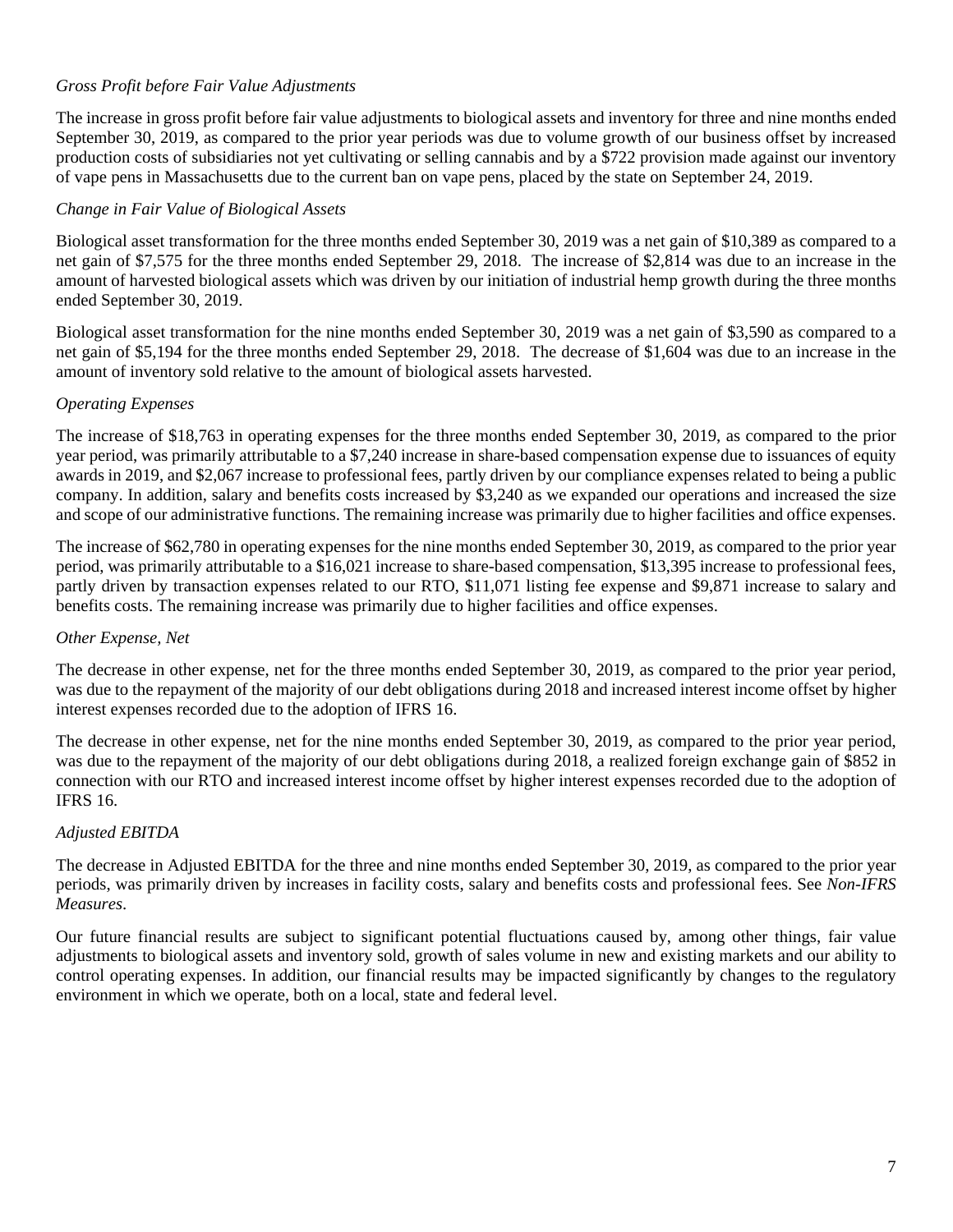*Gross Profit before Fair Value Adjustments*

The increase in gross profit before fair value adjustments to biological assets and inventory for three and nine months ended September 30, 2019, as compared to the prior year periods was due to volume growth of our business offset by increased production costs of subsidiaries not yet cultivating or selling cannabis and by a $722 provision made against our inventory of vape pens in Massachusetts due to the current ban on vape pens, placed by the state on September 24, 2019.

*Change in Fair Value of Biological Assets*

Biological asset transformation for the three months ended September 30, 2019 was a net gain of $10,389 as compared to a net gain of $7,575 for the three months ended September 29, 2018. The increase of $2,814 was due to an increase in the amount of harvested biological assets which was driven by our initiation of industrial hemp growth during the three months ended September 30, 2019.

Biological asset transformation for the nine months ended September 30, 2019 was a net gain of $3,590 as compared to a net gain of $5,194 for the three months ended September 29, 2018. The decrease of $1,604 was due to an increase in the amount of inventory sold relative to the amount of biological assets harvested.

*Operating Expenses*

The increase of $18,763 in operating expenses for the three months ended September 30, 2019, as compared to the prior year period, was primarily attributable to a $7,240 increase in share-based compensation expense due to issuances of equity awards in 2019, and $2,067 increase to professional fees, partly driven by our compliance expenses related to being a public company. In addition, salary and benefits costs increased by $3,240 as we expanded our operations and increased the size and scope of our administrative functions. The remaining increase was primarily due to higher facilities and office expenses.

The increase of $62,780 in operating expenses for the nine months ended September 30, 2019, as compared to the prior year period, was primarily attributable to a $16,021 increase to share-based compensation, $13,395 increase to professional fees, partly driven by transaction expenses related to our RTO, $11,071 listing fee expense and $9,871 increase to salary and benefits costs. The remaining increase was primarily due to higher facilities and office expenses.

*Other Expense, Net*

The decrease in other expense, net for the three months ended September 30, 2019, as compared to the prior year period, was due to the repayment of the majority of our debt obligations during 2018 and increased interest income offset by higher interest expenses recorded due to the adoption of IFRS 16.

The decrease in other expense, net for the nine months ended September 30, 2019, as compared to the prior year period, was due to the repayment of the majority of our debt obligations during 2018, a realized foreign exchange gain of $852 in connection with our RTO and increased interest income offset by higher interest expenses recorded due to the adoption of IFRS 16.

*Adjusted EBITDA*

The decrease in Adjusted EBITDA for the three and nine months ended September 30, 2019, as compared to the prior year periods, was primarily driven by increases in facility costs, salary and benefits costs and professional fees. See *Non-IFRS Measures*.

Our future financial results are subject to significant potential fluctuations caused by, among other things, fair value adjustments to biological assets and inventory sold, growth of sales volume in new and existing markets and our ability to control operating expenses. In addition, our financial results may be impacted significantly by changes to the regulatory environment in which we operate, both on a local, state and federal level.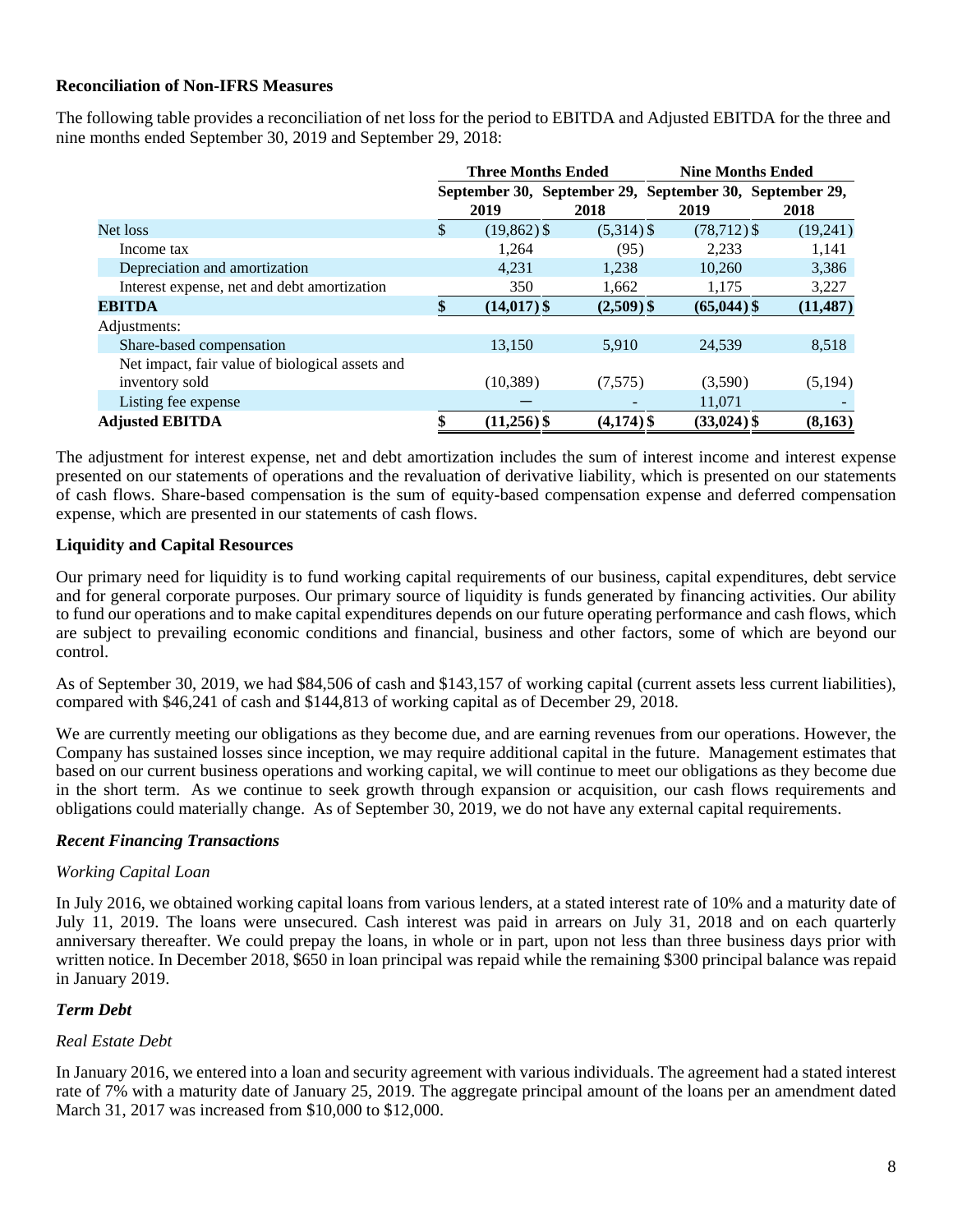**Reconciliation of Non-IFRS Measures**

The following table provides a reconciliation of net loss for the period to EBITDA and Adjusted EBITDA for the three and nine months ended September 30, 2019 and September 29, 2018:

| | Three Months Ended | | Nine Months Ended | |
|---|---|---|---|---|
| | September 30, 2019 | September 29, 2018 | September 30, 2019 | September 29, 2018 |
| Net loss | $ (19,862) | $ (5,314) | $ (78,712) | $ (19,241) |
| Income tax | 1,264 | (95) | 2,233 | 1,141 |
| Depreciation and amortization | 4,231 | 1,238 | 10,260 | 3,386 |
| Interest expense, net and debt amortization | 350 | 1,662 | 1,175 | 3,227 |
| **EBITDA** | **$ (14,017)** | **$ (2,509)** | **$ (65,044)** | **$ (11,487)** |
| Adjustments: | | | | |
| Share-based compensation | 13,150 | 5,910 | 24,539 | 8,518 |
| Net impact, fair value of biological assets and inventory sold | (10,389) | (7,575) | (3,590) | (5,194) |
| Listing fee expense | — | - | 11,071 | - |
| **Adjusted EBITDA** | **$ (11,256)** | **$ (4,174)** | **$ (33,024)** | **$ (8,163)** |

The adjustment for interest expense, net and debt amortization includes the sum of interest income and interest expense presented on our statements of operations and the revaluation of derivative liability, which is presented on our statements of cash flows. Share-based compensation is the sum of equity-based compensation expense and deferred compensation expense, which are presented in our statements of cash flows.

**Liquidity and Capital Resources**

Our primary need for liquidity is to fund working capital requirements of our business, capital expenditures, debt service and for general corporate purposes. Our primary source of liquidity is funds generated by financing activities. Our ability to fund our operations and to make capital expenditures depends on our future operating performance and cash flows, which are subject to prevailing economic conditions and financial, business and other factors, some of which are beyond our control.

As of September 30, 2019, we had $84,506 of cash and $143,157 of working capital (current assets less current liabilities), compared with $46,241 of cash and $144,813 of working capital as of December 29, 2018.

We are currently meeting our obligations as they become due, and are earning revenues from our operations. However, the Company has sustained losses since inception, we may require additional capital in the future. Management estimates that based on our current business operations and working capital, we will continue to meet our obligations as they become due in the short term. As we continue to seek growth through expansion or acquisition, our cash flows requirements and obligations could materially change. As of September 30, 2019, we do not have any external capital requirements.

***Recent Financing Transactions***

*Working Capital Loan*

In July 2016, we obtained working capital loans from various lenders, at a stated interest rate of 10% and a maturity date of July 11, 2019. The loans were unsecured. Cash interest was paid in arrears on July 31, 2018 and on each quarterly anniversary thereafter. We could prepay the loans, in whole or in part, upon not less than three business days prior with written notice. In December 2018, $650 in loan principal was repaid while the remaining $300 principal balance was repaid in January 2019.

***Term Debt***

*Real Estate Debt*

In January 2016, we entered into a loan and security agreement with various individuals. The agreement had a stated interest rate of 7% with a maturity date of January 25, 2019. The aggregate principal amount of the loans per an amendment dated March 31, 2017 was increased from $10,000 to $12,000.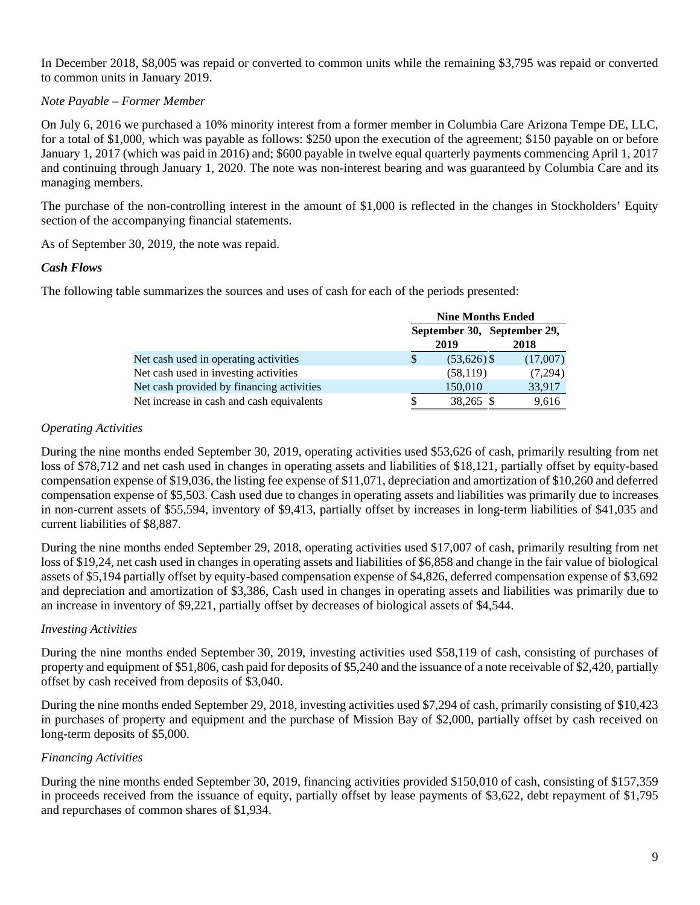In December 2018, $8,005 was repaid or converted to common units while the remaining $3,795 was repaid or converted to common units in January 2019.

*Note Payable – Former Member*

On July 6, 2016 we purchased a 10% minority interest from a former member in Columbia Care Arizona Tempe DE, LLC, for a total of $1,000, which was payable as follows: $250 upon the execution of the agreement; $150 payable on or before January 1, 2017 (which was paid in 2016) and; $600 payable in twelve equal quarterly payments commencing April 1, 2017 and continuing through January 1, 2020. The note was non-interest bearing and was guaranteed by Columbia Care and its managing members.

The purchase of the non-controlling interest in the amount of $1,000 is reflected in the changes in Stockholders' Equity section of the accompanying financial statements.

As of September 30, 2019, the note was repaid.

***Cash Flows***

The following table summarizes the sources and uses of cash for each of the periods presented:

| | Nine Months Ended | |
|---|---|---|
| | September 30, 2019 | September 29, 2018 |
| Net cash used in operating activities | $ (53,626) | $ (17,007) |
| Net cash used in investing activities | (58,119) | (7,294) |
| Net cash provided by financing activities | 150,010 | 33,917 |
| Net increase in cash and cash equivalents | $ 38,265 | $ 9,616 |

*Operating Activities*

During the nine months ended September 30, 2019, operating activities used $53,626 of cash, primarily resulting from net loss of $78,712 and net cash used in changes in operating assets and liabilities of $18,121, partially offset by equity-based compensation expense of $19,036, the listing fee expense of $11,071, depreciation and amortization of $10,260 and deferred compensation expense of $5,503. Cash used due to changes in operating assets and liabilities was primarily due to increases in non-current assets of $55,594, inventory of $9,413, partially offset by increases in long-term liabilities of $41,035 and current liabilities of $8,887.

During the nine months ended September 29, 2018, operating activities used $17,007 of cash, primarily resulting from net loss of $19,24, net cash used in changes in operating assets and liabilities of $6,858 and change in the fair value of biological assets of $5,194 partially offset by equity-based compensation expense of $4,826, deferred compensation expense of $3,692 and depreciation and amortization of $3,386, Cash used in changes in operating assets and liabilities was primarily due to an increase in inventory of $9,221, partially offset by decreases of biological assets of $4,544.

*Investing Activities*

During the nine months ended September 30, 2019, investing activities used $58,119 of cash, consisting of purchases of property and equipment of $51,806, cash paid for deposits of $5,240 and the issuance of a note receivable of $2,420, partially offset by cash received from deposits of $3,040.

During the nine months ended September 29, 2018, investing activities used $7,294 of cash, primarily consisting of $10,423 in purchases of property and equipment and the purchase of Mission Bay of $2,000, partially offset by cash received on long-term deposits of $5,000.

*Financing Activities*

During the nine months ended September 30, 2019, financing activities provided $150,010 of cash, consisting of $157,359 in proceeds received from the issuance of equity, partially offset by lease payments of $3,622, debt repayment of $1,795 and repurchases of common shares of $1,934.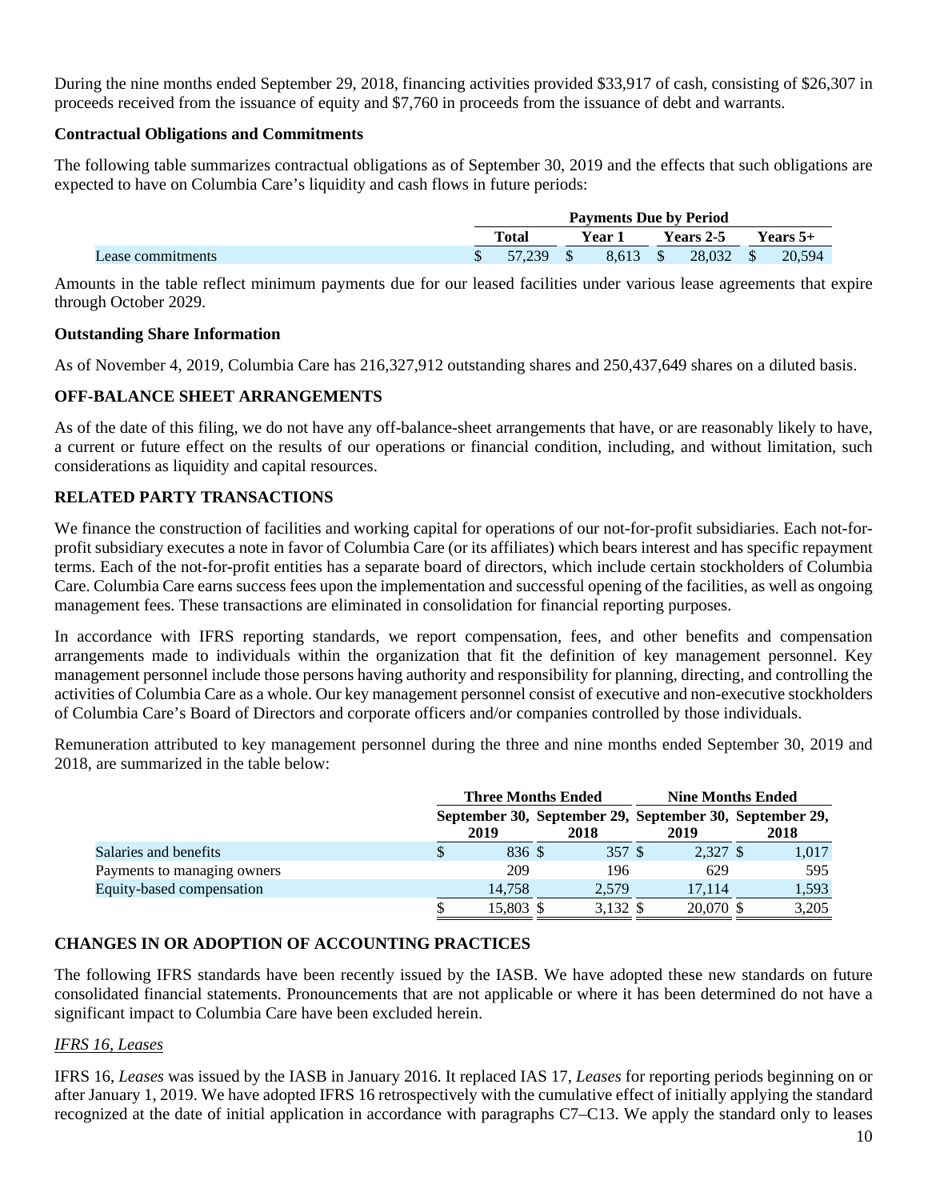During the nine months ended September 29, 2018, financing activities provided $33,917 of cash, consisting of $26,307 in proceeds received from the issuance of equity and $7,760 in proceeds from the issuance of debt and warrants.

**Contractual Obligations and Commitments**

The following table summarizes contractual obligations as of September 30, 2019 and the effects that such obligations are expected to have on Columbia Care's liquidity and cash flows in future periods:

| | Payments Due by Period | | | |
|---|---|---|---|---|
| | **Total** | **Year 1** | **Years 2-5** | **Years 5+** |
| Lease commitments | $ 57,239 | $ 8,613 | $ 28,032 | $ 20,594 |

Amounts in the table reflect minimum payments due for our leased facilities under various lease agreements that expire through October 2029.

**Outstanding Share Information**

As of November 4, 2019, Columbia Care has 216,327,912 outstanding shares and 250,437,649 shares on a diluted basis.

## OFF-BALANCE SHEET ARRANGEMENTS

As of the date of this filing, we do not have any off-balance-sheet arrangements that have, or are reasonably likely to have, a current or future effect on the results of our operations or financial condition, including, and without limitation, such considerations as liquidity and capital resources.

## RELATED PARTY TRANSACTIONS

We finance the construction of facilities and working capital for operations of our not-for-profit subsidiaries. Each not-for-profit subsidiary executes a note in favor of Columbia Care (or its affiliates) which bears interest and has specific repayment terms. Each of the not-for-profit entities has a separate board of directors, which include certain stockholders of Columbia Care. Columbia Care earns success fees upon the implementation and successful opening of the facilities, as well as ongoing management fees. These transactions are eliminated in consolidation for financial reporting purposes.

In accordance with IFRS reporting standards, we report compensation, fees, and other benefits and compensation arrangements made to individuals within the organization that fit the definition of key management personnel. Key management personnel include those persons having authority and responsibility for planning, directing, and controlling the activities of Columbia Care as a whole. Our key management personnel consist of executive and non-executive stockholders of Columbia Care's Board of Directors and corporate officers and/or companies controlled by those individuals.

Remuneration attributed to key management personnel during the three and nine months ended September 30, 2019 and 2018, are summarized in the table below:

| | Three Months Ended | | Nine Months Ended | |
|---|---|---|---|---|
| | **September 30, 2019** | **September 29, 2018** | **September 30, 2019** | **September 29, 2018** |
| Salaries and benefits | $ 836 | $ 357 | $ 2,327 | $ 1,017 |
| Payments to managing owners | 209 | 196 | 629 | 595 |
| Equity-based compensation | 14,758 | 2,579 | 17,114 | 1,593 |
| | $ 15,803 | $ 3,132 | $ 20,070 | $ 3,205 |

## CHANGES IN OR ADOPTION OF ACCOUNTING PRACTICES

The following IFRS standards have been recently issued by the IASB. We have adopted these new standards on future consolidated financial statements. Pronouncements that are not applicable or where it has been determined do not have a significant impact to Columbia Care have been excluded herein.

*IFRS 16, Leases*

IFRS 16, *Leases* was issued by the IASB in January 2016. It replaced IAS 17, *Leases* for reporting periods beginning on or after January 1, 2019. We have adopted IFRS 16 retrospectively with the cumulative effect of initially applying the standard recognized at the date of initial application in accordance with paragraphs C7–C13. We apply the standard only to leases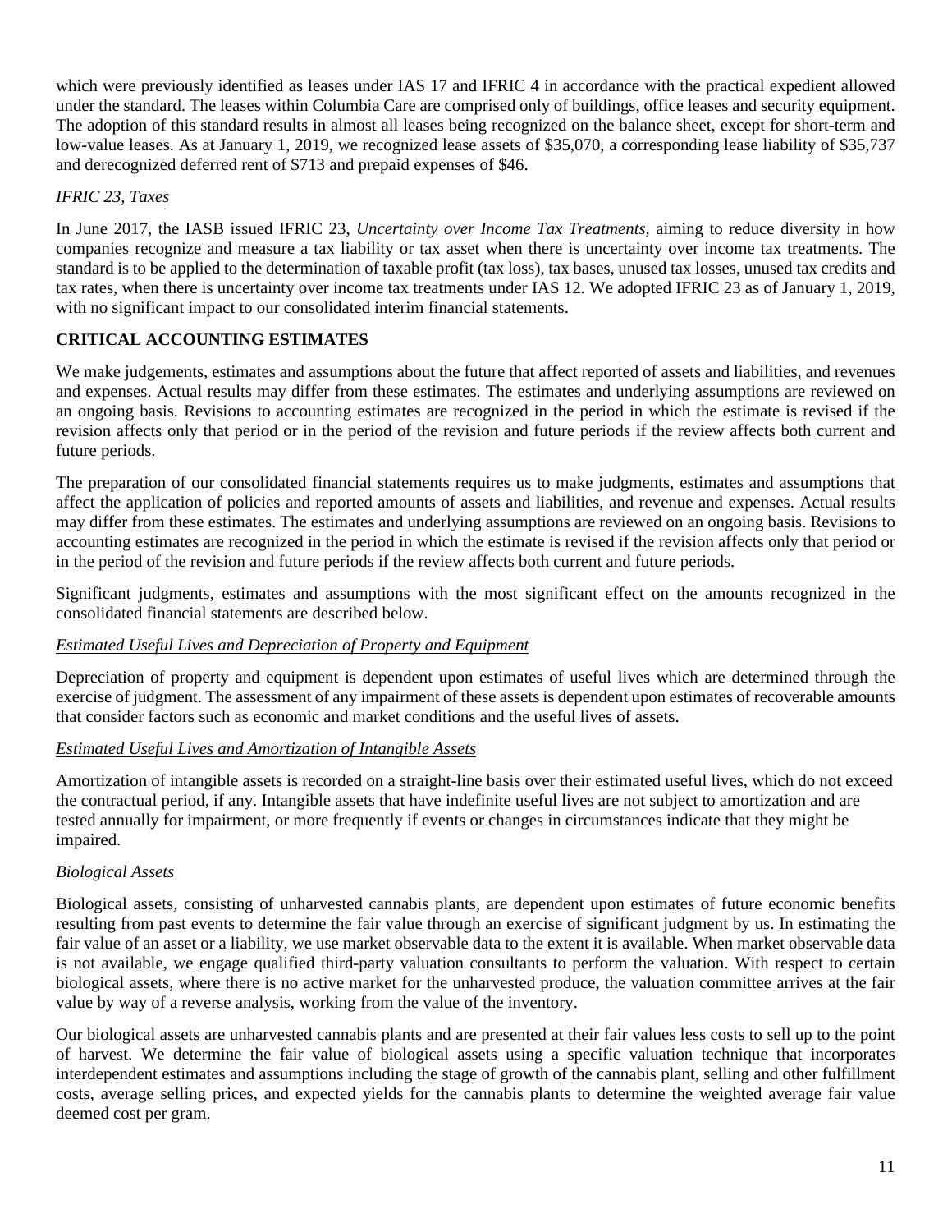which were previously identified as leases under IAS 17 and IFRIC 4 in accordance with the practical expedient allowed under the standard. The leases within Columbia Care are comprised only of buildings, office leases and security equipment. The adoption of this standard results in almost all leases being recognized on the balance sheet, except for short-term and low-value leases. As at January 1, 2019, we recognized lease assets of $35,070, a corresponding lease liability of $35,737 and derecognized deferred rent of $713 and prepaid expenses of $46.

*IFRIC 23, Taxes*

In June 2017, the IASB issued IFRIC 23, *Uncertainty over Income Tax Treatments*, aiming to reduce diversity in how companies recognize and measure a tax liability or tax asset when there is uncertainty over income tax treatments. The standard is to be applied to the determination of taxable profit (tax loss), tax bases, unused tax losses, unused tax credits and tax rates, when there is uncertainty over income tax treatments under IAS 12. We adopted IFRIC 23 as of January 1, 2019, with no significant impact to our consolidated interim financial statements.

## CRITICAL ACCOUNTING ESTIMATES

We make judgements, estimates and assumptions about the future that affect reported of assets and liabilities, and revenues and expenses. Actual results may differ from these estimates. The estimates and underlying assumptions are reviewed on an ongoing basis. Revisions to accounting estimates are recognized in the period in which the estimate is revised if the revision affects only that period or in the period of the revision and future periods if the review affects both current and future periods.

The preparation of our consolidated financial statements requires us to make judgments, estimates and assumptions that affect the application of policies and reported amounts of assets and liabilities, and revenue and expenses. Actual results may differ from these estimates. The estimates and underlying assumptions are reviewed on an ongoing basis. Revisions to accounting estimates are recognized in the period in which the estimate is revised if the revision affects only that period or in the period of the revision and future periods if the review affects both current and future periods.

Significant judgments, estimates and assumptions with the most significant effect on the amounts recognized in the consolidated financial statements are described below.

*Estimated Useful Lives and Depreciation of Property and Equipment*

Depreciation of property and equipment is dependent upon estimates of useful lives which are determined through the exercise of judgment. The assessment of any impairment of these assets is dependent upon estimates of recoverable amounts that consider factors such as economic and market conditions and the useful lives of assets.

*Estimated Useful Lives and Amortization of Intangible Assets*

Amortization of intangible assets is recorded on a straight-line basis over their estimated useful lives, which do not exceed the contractual period, if any. Intangible assets that have indefinite useful lives are not subject to amortization and are tested annually for impairment, or more frequently if events or changes in circumstances indicate that they might be impaired.

*Biological Assets*

Biological assets, consisting of unharvested cannabis plants, are dependent upon estimates of future economic benefits resulting from past events to determine the fair value through an exercise of significant judgment by us. In estimating the fair value of an asset or a liability, we use market observable data to the extent it is available. When market observable data is not available, we engage qualified third-party valuation consultants to perform the valuation. With respect to certain biological assets, where there is no active market for the unharvested produce, the valuation committee arrives at the fair value by way of a reverse analysis, working from the value of the inventory.

Our biological assets are unharvested cannabis plants and are presented at their fair values less costs to sell up to the point of harvest. We determine the fair value of biological assets using a specific valuation technique that incorporates interdependent estimates and assumptions including the stage of growth of the cannabis plant, selling and other fulfillment costs, average selling prices, and expected yields for the cannabis plants to determine the weighted average fair value deemed cost per gram.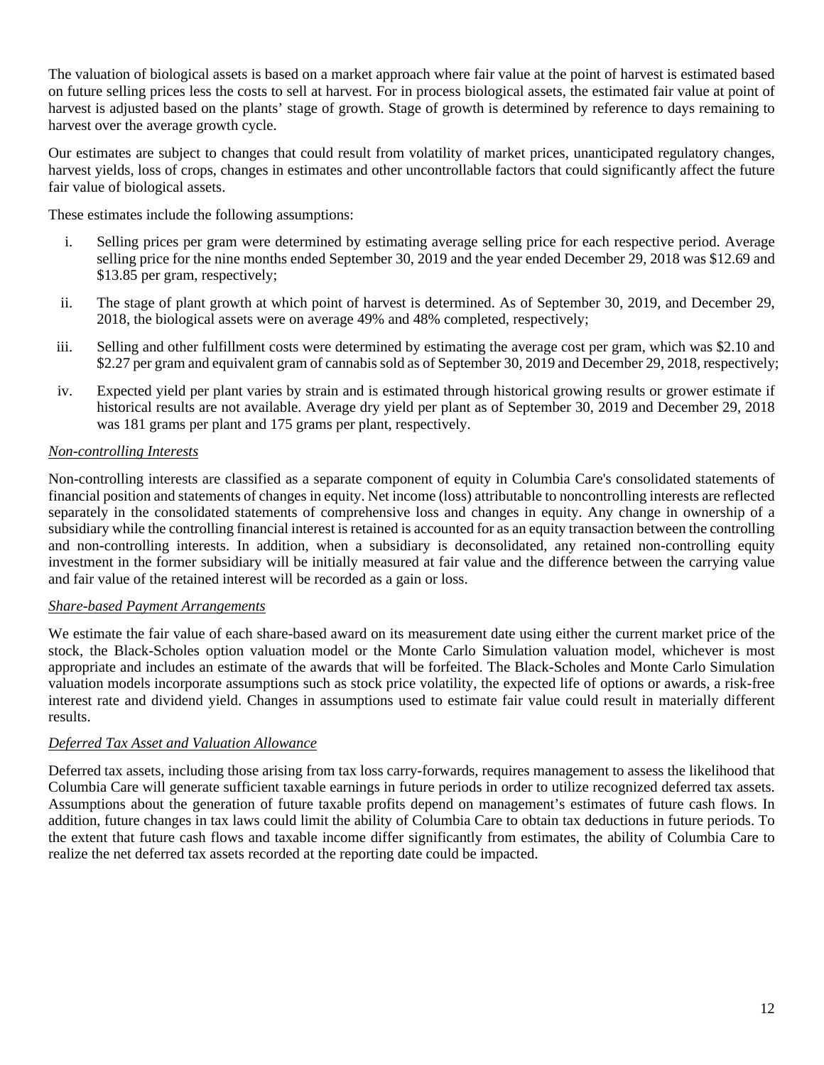The valuation of biological assets is based on a market approach where fair value at the point of harvest is estimated based on future selling prices less the costs to sell at harvest. For in process biological assets, the estimated fair value at point of harvest is adjusted based on the plants' stage of growth. Stage of growth is determined by reference to days remaining to harvest over the average growth cycle.

Our estimates are subject to changes that could result from volatility of market prices, unanticipated regulatory changes, harvest yields, loss of crops, changes in estimates and other uncontrollable factors that could significantly affect the future fair value of biological assets.

These estimates include the following assumptions:

i. Selling prices per gram were determined by estimating average selling price for each respective period. Average selling price for the nine months ended September 30, 2019 and the year ended December 29, 2018 was $12.69 and $13.85 per gram, respectively;

ii. The stage of plant growth at which point of harvest is determined. As of September 30, 2019, and December 29, 2018, the biological assets were on average 49% and 48% completed, respectively;

iii. Selling and other fulfillment costs were determined by estimating the average cost per gram, which was $2.10 and $2.27 per gram and equivalent gram of cannabis sold as of September 30, 2019 and December 29, 2018, respectively;

iv. Expected yield per plant varies by strain and is estimated through historical growing results or grower estimate if historical results are not available. Average dry yield per plant as of September 30, 2019 and December 29, 2018 was 181 grams per plant and 175 grams per plant, respectively.

*Non-controlling Interests*

Non-controlling interests are classified as a separate component of equity in Columbia Care's consolidated statements of financial position and statements of changes in equity. Net income (loss) attributable to noncontrolling interests are reflected separately in the consolidated statements of comprehensive loss and changes in equity. Any change in ownership of a subsidiary while the controlling financial interest is retained is accounted for as an equity transaction between the controlling and non-controlling interests. In addition, when a subsidiary is deconsolidated, any retained non-controlling equity investment in the former subsidiary will be initially measured at fair value and the difference between the carrying value and fair value of the retained interest will be recorded as a gain or loss.

*Share-based Payment Arrangements*

We estimate the fair value of each share-based award on its measurement date using either the current market price of the stock, the Black-Scholes option valuation model or the Monte Carlo Simulation valuation model, whichever is most appropriate and includes an estimate of the awards that will be forfeited. The Black-Scholes and Monte Carlo Simulation valuation models incorporate assumptions such as stock price volatility, the expected life of options or awards, a risk-free interest rate and dividend yield. Changes in assumptions used to estimate fair value could result in materially different results.

*Deferred Tax Asset and Valuation Allowance*

Deferred tax assets, including those arising from tax loss carry-forwards, requires management to assess the likelihood that Columbia Care will generate sufficient taxable earnings in future periods in order to utilize recognized deferred tax assets. Assumptions about the generation of future taxable profits depend on management's estimates of future cash flows. In addition, future changes in tax laws could limit the ability of Columbia Care to obtain tax deductions in future periods. To the extent that future cash flows and taxable income differ significantly from estimates, the ability of Columbia Care to realize the net deferred tax assets recorded at the reporting date could be impacted.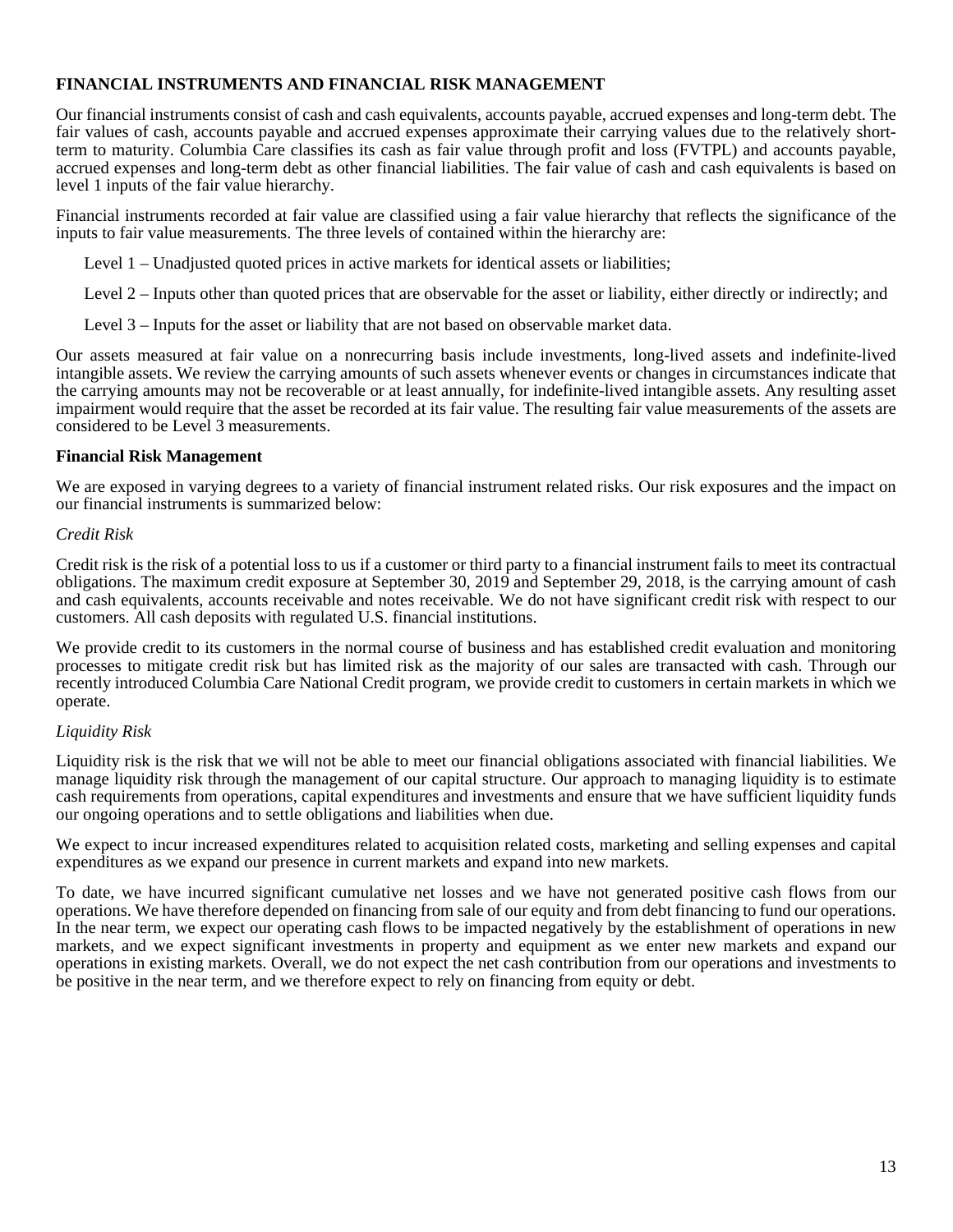## FINANCIAL INSTRUMENTS AND FINANCIAL RISK MANAGEMENT

Our financial instruments consist of cash and cash equivalents, accounts payable, accrued expenses and long-term debt. The fair values of cash, accounts payable and accrued expenses approximate their carrying values due to the relatively short-term to maturity. Columbia Care classifies its cash as fair value through profit and loss (FVTPL) and accounts payable, accrued expenses and long-term debt as other financial liabilities. The fair value of cash and cash equivalents is based on level 1 inputs of the fair value hierarchy.

Financial instruments recorded at fair value are classified using a fair value hierarchy that reflects the significance of the inputs to fair value measurements. The three levels of contained within the hierarchy are:

Level 1 – Unadjusted quoted prices in active markets for identical assets or liabilities;

Level 2 – Inputs other than quoted prices that are observable for the asset or liability, either directly or indirectly; and

Level 3 – Inputs for the asset or liability that are not based on observable market data.

Our assets measured at fair value on a nonrecurring basis include investments, long-lived assets and indefinite-lived intangible assets. We review the carrying amounts of such assets whenever events or changes in circumstances indicate that the carrying amounts may not be recoverable or at least annually, for indefinite-lived intangible assets. Any resulting asset impairment would require that the asset be recorded at its fair value. The resulting fair value measurements of the assets are considered to be Level 3 measurements.

### Financial Risk Management

We are exposed in varying degrees to a variety of financial instrument related risks. Our risk exposures and the impact on our financial instruments is summarized below:

*Credit Risk*

Credit risk is the risk of a potential loss to us if a customer or third party to a financial instrument fails to meet its contractual obligations. The maximum credit exposure at September 30, 2019 and September 29, 2018, is the carrying amount of cash and cash equivalents, accounts receivable and notes receivable. We do not have significant credit risk with respect to our customers. All cash deposits with regulated U.S. financial institutions.

We provide credit to its customers in the normal course of business and has established credit evaluation and monitoring processes to mitigate credit risk but has limited risk as the majority of our sales are transacted with cash. Through our recently introduced Columbia Care National Credit program, we provide credit to customers in certain markets in which we operate.

*Liquidity Risk*

Liquidity risk is the risk that we will not be able to meet our financial obligations associated with financial liabilities. We manage liquidity risk through the management of our capital structure. Our approach to managing liquidity is to estimate cash requirements from operations, capital expenditures and investments and ensure that we have sufficient liquidity funds our ongoing operations and to settle obligations and liabilities when due.

We expect to incur increased expenditures related to acquisition related costs, marketing and selling expenses and capital expenditures as we expand our presence in current markets and expand into new markets.

To date, we have incurred significant cumulative net losses and we have not generated positive cash flows from our operations. We have therefore depended on financing from sale of our equity and from debt financing to fund our operations. In the near term, we expect our operating cash flows to be impacted negatively by the establishment of operations in new markets, and we expect significant investments in property and equipment as we enter new markets and expand our operations in existing markets. Overall, we do not expect the net cash contribution from our operations and investments to be positive in the near term, and we therefore expect to rely on financing from equity or debt.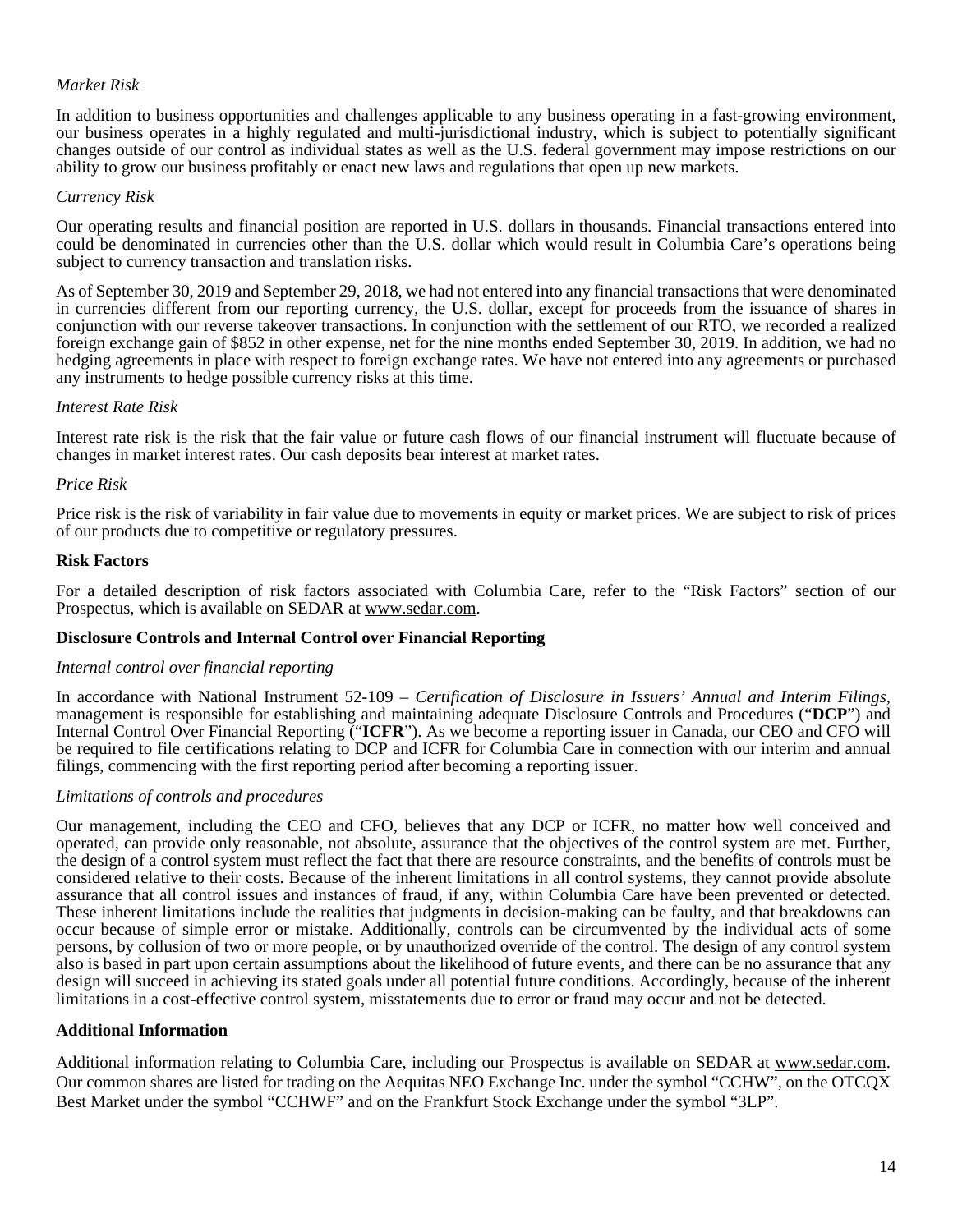*Market Risk*

In addition to business opportunities and challenges applicable to any business operating in a fast-growing environment, our business operates in a highly regulated and multi-jurisdictional industry, which is subject to potentially significant changes outside of our control as individual states as well as the U.S. federal government may impose restrictions on our ability to grow our business profitably or enact new laws and regulations that open up new markets.

*Currency Risk*

Our operating results and financial position are reported in U.S. dollars in thousands. Financial transactions entered into could be denominated in currencies other than the U.S. dollar which would result in Columbia Care's operations being subject to currency transaction and translation risks.

As of September 30, 2019 and September 29, 2018, we had not entered into any financial transactions that were denominated in currencies different from our reporting currency, the U.S. dollar, except for proceeds from the issuance of shares in conjunction with our reverse takeover transactions. In conjunction with the settlement of our RTO, we recorded a realized foreign exchange gain of $852 in other expense, net for the nine months ended September 30, 2019. In addition, we had no hedging agreements in place with respect to foreign exchange rates. We have not entered into any agreements or purchased any instruments to hedge possible currency risks at this time.

*Interest Rate Risk*

Interest rate risk is the risk that the fair value or future cash flows of our financial instrument will fluctuate because of changes in market interest rates. Our cash deposits bear interest at market rates.

*Price Risk*

Price risk is the risk of variability in fair value due to movements in equity or market prices. We are subject to risk of prices of our products due to competitive or regulatory pressures.

## Risk Factors

For a detailed description of risk factors associated with Columbia Care, refer to the "Risk Factors" section of our Prospectus, which is available on SEDAR at www.sedar.com.

## Disclosure Controls and Internal Control over Financial Reporting

*Internal control over financial reporting*

In accordance with National Instrument 52-109 – *Certification of Disclosure in Issuers' Annual and Interim Filings*, management is responsible for establishing and maintaining adequate Disclosure Controls and Procedures ("**DCP**") and Internal Control Over Financial Reporting ("**ICFR**"). As we become a reporting issuer in Canada, our CEO and CFO will be required to file certifications relating to DCP and ICFR for Columbia Care in connection with our interim and annual filings, commencing with the first reporting period after becoming a reporting issuer.

*Limitations of controls and procedures*

Our management, including the CEO and CFO, believes that any DCP or ICFR, no matter how well conceived and operated, can provide only reasonable, not absolute, assurance that the objectives of the control system are met. Further, the design of a control system must reflect the fact that there are resource constraints, and the benefits of controls must be considered relative to their costs. Because of the inherent limitations in all control systems, they cannot provide absolute assurance that all control issues and instances of fraud, if any, within Columbia Care have been prevented or detected. These inherent limitations include the realities that judgments in decision-making can be faulty, and that breakdowns can occur because of simple error or mistake. Additionally, controls can be circumvented by the individual acts of some persons, by collusion of two or more people, or by unauthorized override of the control. The design of any control system also is based in part upon certain assumptions about the likelihood of future events, and there can be no assurance that any design will succeed in achieving its stated goals under all potential future conditions. Accordingly, because of the inherent limitations in a cost-effective control system, misstatements due to error or fraud may occur and not be detected.

## Additional Information

Additional information relating to Columbia Care, including our Prospectus is available on SEDAR at www.sedar.com. Our common shares are listed for trading on the Aequitas NEO Exchange Inc. under the symbol "CCHW", on the OTCQX Best Market under the symbol "CCHWF" and on the Frankfurt Stock Exchange under the symbol "3LP".